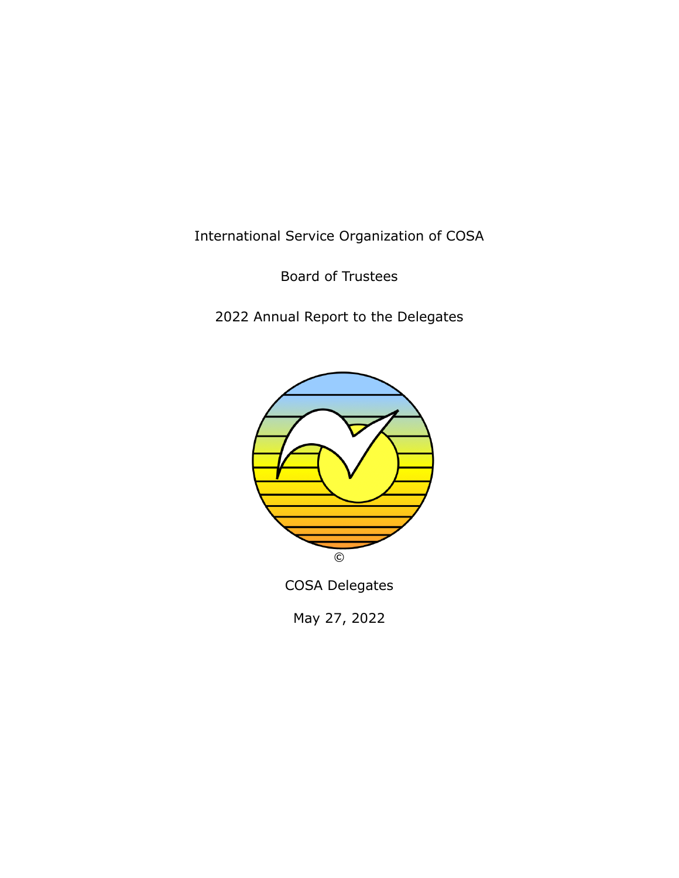International Service Organization of COSA

Board of Trustees

2022 Annual Report to the Delegates

©

COSA Delegates

May 27, 2022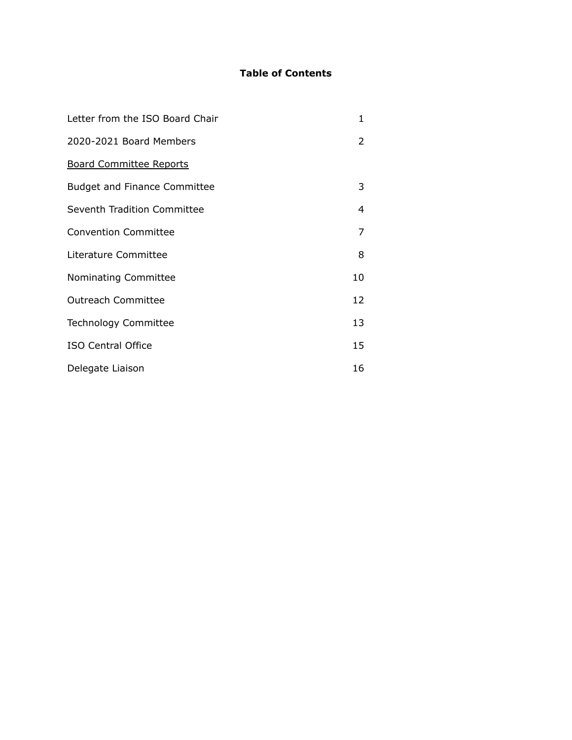**Table of Contents**

| | |
|---|---|
| Letter from the ISO Board Chair | 1 |
| 2020-2021 Board Members | 2 |
| Board Committee Reports | |
| Budget and Finance Committee | 3 |
| Seventh Tradition Committee | 4 |
| Convention Committee | 7 |
| Literature Committee | 8 |
| Nominating Committee | 10 |
| Outreach Committee | 12 |
| Technology Committee | 13 |
| ISO Central Office | 15 |
| Delegate Liaison | 16 |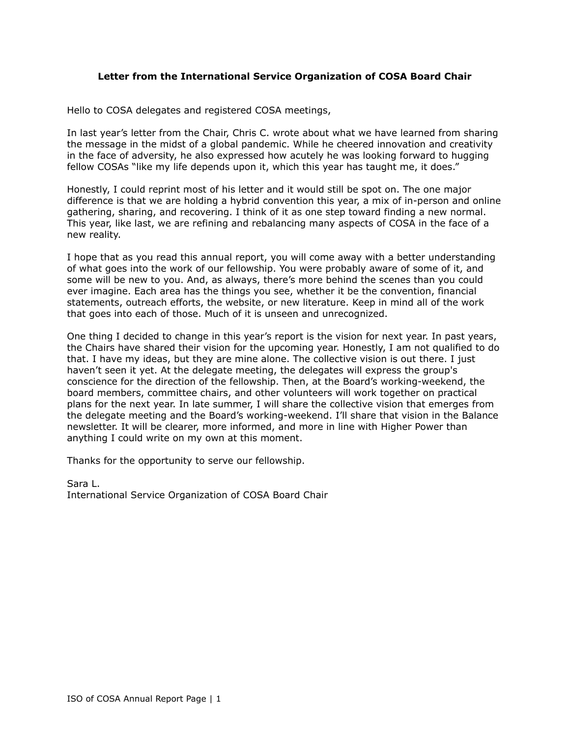**Letter from the International Service Organization of COSA Board Chair**

Hello to COSA delegates and registered COSA meetings,

In last year's letter from the Chair, Chris C. wrote about what we have learned from sharing the message in the midst of a global pandemic. While he cheered innovation and creativity in the face of adversity, he also expressed how acutely he was looking forward to hugging fellow COSAs "like my life depends upon it, which this year has taught me, it does."

Honestly, I could reprint most of his letter and it would still be spot on. The one major difference is that we are holding a hybrid convention this year, a mix of in-person and online gathering, sharing, and recovering. I think of it as one step toward finding a new normal. This year, like last, we are refining and rebalancing many aspects of COSA in the face of a new reality.

I hope that as you read this annual report, you will come away with a better understanding of what goes into the work of our fellowship. You were probably aware of some of it, and some will be new to you. And, as always, there's more behind the scenes than you could ever imagine. Each area has the things you see, whether it be the convention, financial statements, outreach efforts, the website, or new literature. Keep in mind all of the work that goes into each of those. Much of it is unseen and unrecognized.

One thing I decided to change in this year's report is the vision for next year. In past years, the Chairs have shared their vision for the upcoming year. Honestly, I am not qualified to do that. I have my ideas, but they are mine alone. The collective vision is out there. I just haven't seen it yet. At the delegate meeting, the delegates will express the group's conscience for the direction of the fellowship. Then, at the Board's working-weekend, the board members, committee chairs, and other volunteers will work together on practical plans for the next year. In late summer, I will share the collective vision that emerges from the delegate meeting and the Board's working-weekend. I'll share that vision in the Balance newsletter. It will be clearer, more informed, and more in line with Higher Power than anything I could write on my own at this moment.

Thanks for the opportunity to serve our fellowship.

Sara L.
International Service Organization of COSA Board Chair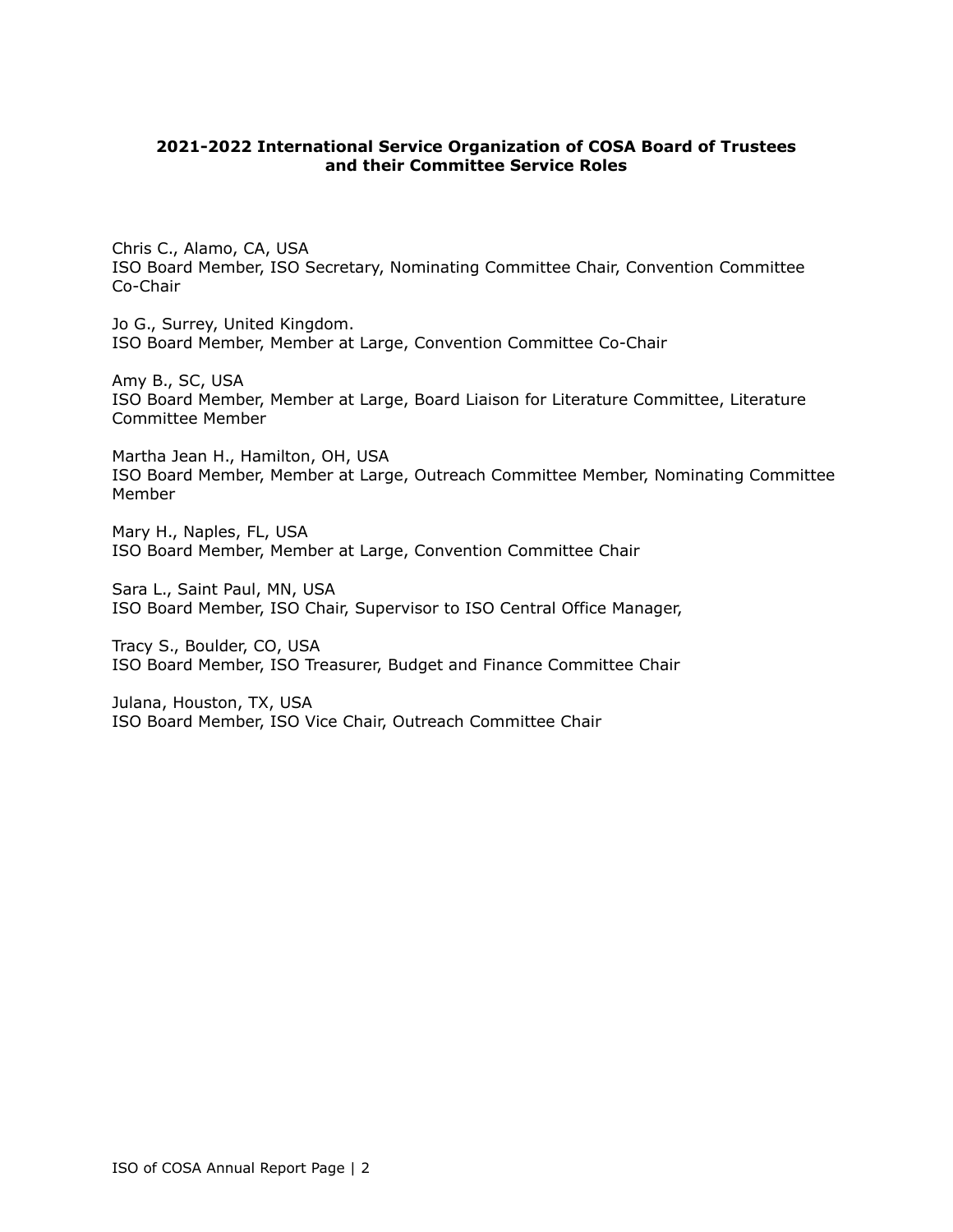**2021-2022 International Service Organization of COSA Board of Trustees and their Committee Service Roles**

Chris C., Alamo, CA, USA
ISO Board Member, ISO Secretary, Nominating Committee Chair, Convention Committee Co-Chair

Jo G., Surrey, United Kingdom.
ISO Board Member, Member at Large, Convention Committee Co-Chair

Amy B., SC, USA
ISO Board Member, Member at Large, Board Liaison for Literature Committee, Literature Committee Member

Martha Jean H., Hamilton, OH, USA
ISO Board Member, Member at Large, Outreach Committee Member, Nominating Committee Member

Mary H., Naples, FL, USA
ISO Board Member, Member at Large, Convention Committee Chair

Sara L., Saint Paul, MN, USA
ISO Board Member, ISO Chair, Supervisor to ISO Central Office Manager,

Tracy S., Boulder, CO, USA
ISO Board Member, ISO Treasurer, Budget and Finance Committee Chair

Julana, Houston, TX, USA
ISO Board Member, ISO Vice Chair, Outreach Committee Chair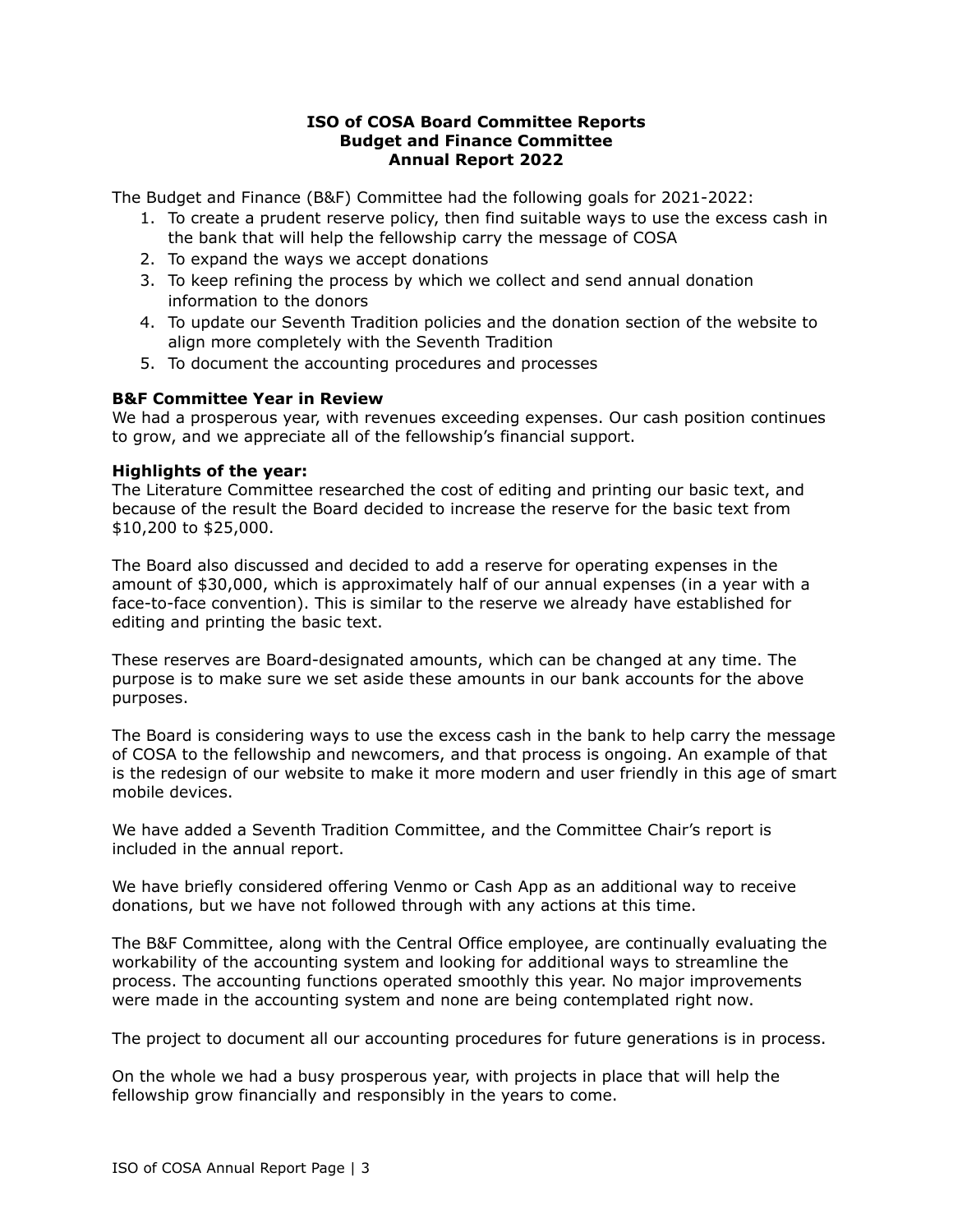**ISO of COSA Board Committee Reports**
**Budget and Finance Committee**
**Annual Report 2022**

The Budget and Finance (B&F) Committee had the following goals for 2021-2022:

1. To create a prudent reserve policy, then find suitable ways to use the excess cash in the bank that will help the fellowship carry the message of COSA
2. To expand the ways we accept donations
3. To keep refining the process by which we collect and send annual donation information to the donors
4. To update our Seventh Tradition policies and the donation section of the website to align more completely with the Seventh Tradition
5. To document the accounting procedures and processes

**B&F Committee Year in Review**

We had a prosperous year, with revenues exceeding expenses. Our cash position continues to grow, and we appreciate all of the fellowship's financial support.

**Highlights of the year:**

The Literature Committee researched the cost of editing and printing our basic text, and because of the result the Board decided to increase the reserve for the basic text from $10,200 to $25,000.

The Board also discussed and decided to add a reserve for operating expenses in the amount of $30,000, which is approximately half of our annual expenses (in a year with a face-to-face convention). This is similar to the reserve we already have established for editing and printing the basic text.

These reserves are Board-designated amounts, which can be changed at any time. The purpose is to make sure we set aside these amounts in our bank accounts for the above purposes.

The Board is considering ways to use the excess cash in the bank to help carry the message of COSA to the fellowship and newcomers, and that process is ongoing. An example of that is the redesign of our website to make it more modern and user friendly in this age of smart mobile devices.

We have added a Seventh Tradition Committee, and the Committee Chair's report is included in the annual report.

We have briefly considered offering Venmo or Cash App as an additional way to receive donations, but we have not followed through with any actions at this time.

The B&F Committee, along with the Central Office employee, are continually evaluating the workability of the accounting system and looking for additional ways to streamline the process. The accounting functions operated smoothly this year. No major improvements were made in the accounting system and none are being contemplated right now.

The project to document all our accounting procedures for future generations is in process.

On the whole we had a busy prosperous year, with projects in place that will help the fellowship grow financially and responsibly in the years to come.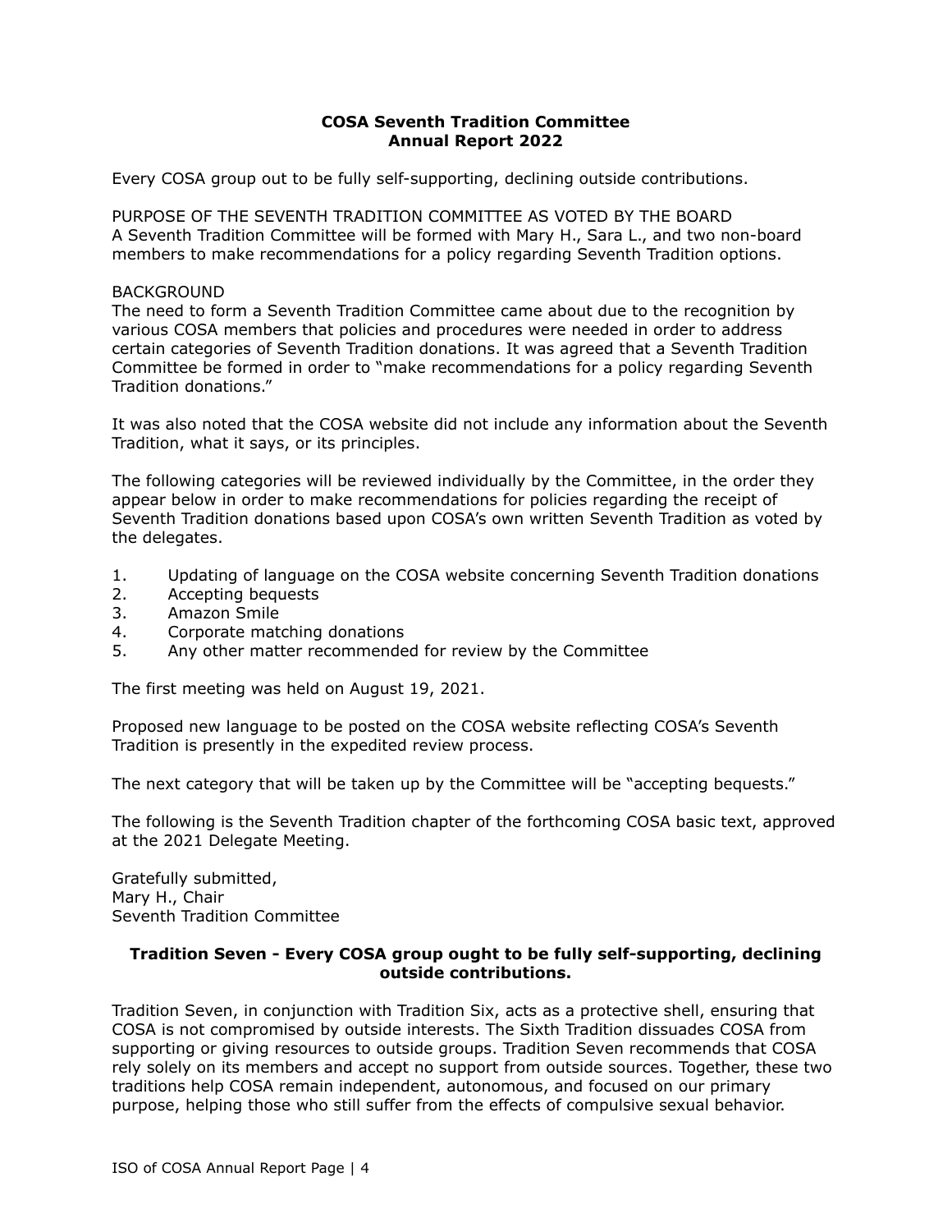**COSA Seventh Tradition Committee**
**Annual Report 2022**

Every COSA group out to be fully self-supporting, declining outside contributions.

PURPOSE OF THE SEVENTH TRADITION COMMITTEE AS VOTED BY THE BOARD
A Seventh Tradition Committee will be formed with Mary H., Sara L., and two non-board members to make recommendations for a policy regarding Seventh Tradition options.

BACKGROUND
The need to form a Seventh Tradition Committee came about due to the recognition by various COSA members that policies and procedures were needed in order to address certain categories of Seventh Tradition donations. It was agreed that a Seventh Tradition Committee be formed in order to "make recommendations for a policy regarding Seventh Tradition donations."

It was also noted that the COSA website did not include any information about the Seventh Tradition, what it says, or its principles.

The following categories will be reviewed individually by the Committee, in the order they appear below in order to make recommendations for policies regarding the receipt of Seventh Tradition donations based upon COSA's own written Seventh Tradition as voted by the delegates.

1. Updating of language on the COSA website concerning Seventh Tradition donations
2. Accepting bequests
3. Amazon Smile
4. Corporate matching donations
5. Any other matter recommended for review by the Committee

The first meeting was held on August 19, 2021.

Proposed new language to be posted on the COSA website reflecting COSA's Seventh Tradition is presently in the expedited review process.

The next category that will be taken up by the Committee will be "accepting bequests."

The following is the Seventh Tradition chapter of the forthcoming COSA basic text, approved at the 2021 Delegate Meeting.

Gratefully submitted,
Mary H., Chair
Seventh Tradition Committee

**Tradition Seven - Every COSA group ought to be fully self-supporting, declining outside contributions.**

Tradition Seven, in conjunction with Tradition Six, acts as a protective shell, ensuring that COSA is not compromised by outside interests. The Sixth Tradition dissuades COSA from supporting or giving resources to outside groups. Tradition Seven recommends that COSA rely solely on its members and accept no support from outside sources. Together, these two traditions help COSA remain independent, autonomous, and focused on our primary purpose, helping those who still suffer from the effects of compulsive sexual behavior.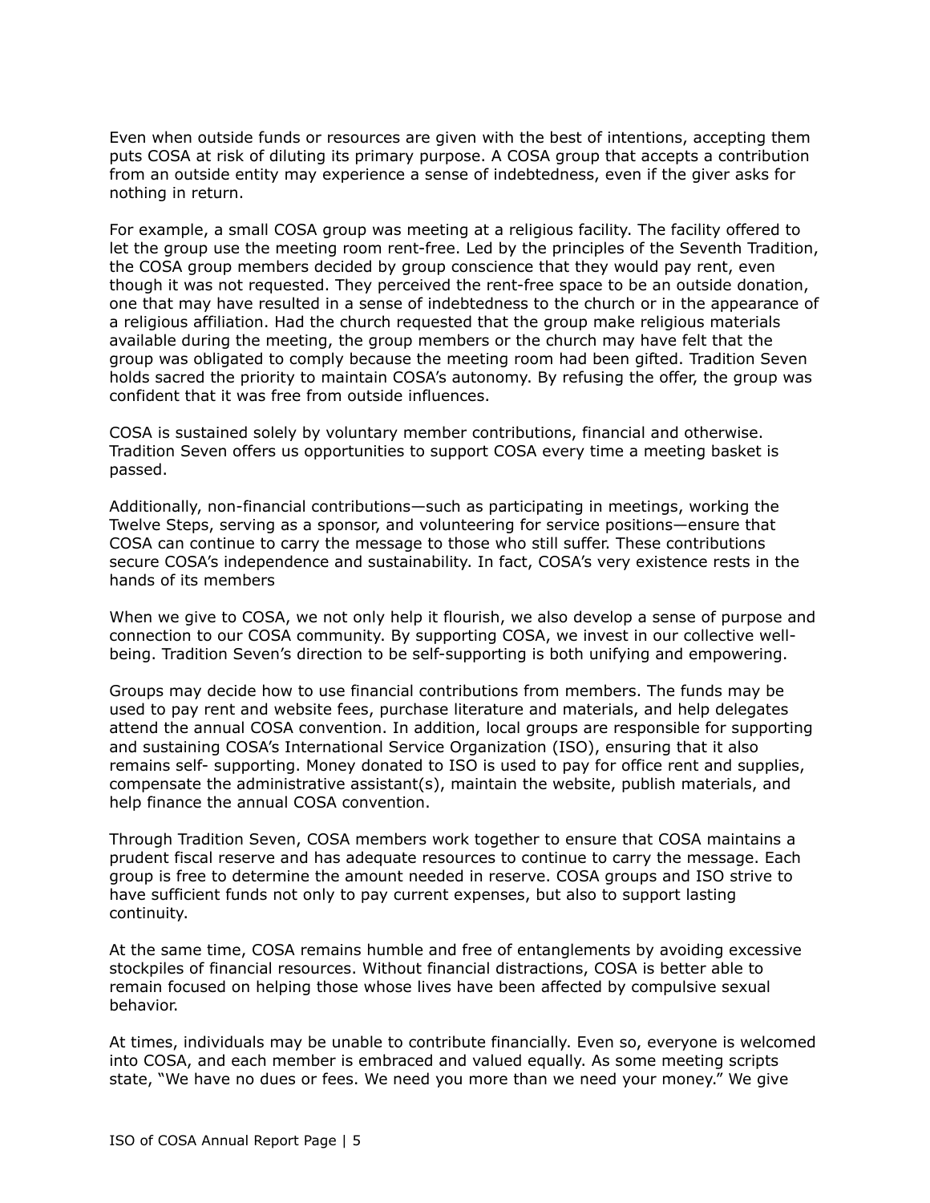Even when outside funds or resources are given with the best of intentions, accepting them puts COSA at risk of diluting its primary purpose. A COSA group that accepts a contribution from an outside entity may experience a sense of indebtedness, even if the giver asks for nothing in return.

For example, a small COSA group was meeting at a religious facility. The facility offered to let the group use the meeting room rent-free. Led by the principles of the Seventh Tradition, the COSA group members decided by group conscience that they would pay rent, even though it was not requested. They perceived the rent-free space to be an outside donation, one that may have resulted in a sense of indebtedness to the church or in the appearance of a religious affiliation. Had the church requested that the group make religious materials available during the meeting, the group members or the church may have felt that the group was obligated to comply because the meeting room had been gifted. Tradition Seven holds sacred the priority to maintain COSA's autonomy. By refusing the offer, the group was confident that it was free from outside influences.

COSA is sustained solely by voluntary member contributions, financial and otherwise. Tradition Seven offers us opportunities to support COSA every time a meeting basket is passed.

Additionally, non-financial contributions—such as participating in meetings, working the Twelve Steps, serving as a sponsor, and volunteering for service positions—ensure that COSA can continue to carry the message to those who still suffer. These contributions secure COSA's independence and sustainability. In fact, COSA's very existence rests in the hands of its members

When we give to COSA, we not only help it flourish, we also develop a sense of purpose and connection to our COSA community. By supporting COSA, we invest in our collective well-being. Tradition Seven's direction to be self-supporting is both unifying and empowering.

Groups may decide how to use financial contributions from members. The funds may be used to pay rent and website fees, purchase literature and materials, and help delegates attend the annual COSA convention. In addition, local groups are responsible for supporting and sustaining COSA's International Service Organization (ISO), ensuring that it also remains self- supporting. Money donated to ISO is used to pay for office rent and supplies, compensate the administrative assistant(s), maintain the website, publish materials, and help finance the annual COSA convention.

Through Tradition Seven, COSA members work together to ensure that COSA maintains a prudent fiscal reserve and has adequate resources to continue to carry the message. Each group is free to determine the amount needed in reserve. COSA groups and ISO strive to have sufficient funds not only to pay current expenses, but also to support lasting continuity.

At the same time, COSA remains humble and free of entanglements by avoiding excessive stockpiles of financial resources. Without financial distractions, COSA is better able to remain focused on helping those whose lives have been affected by compulsive sexual behavior.

At times, individuals may be unable to contribute financially. Even so, everyone is welcomed into COSA, and each member is embraced and valued equally. As some meeting scripts state, "We have no dues or fees. We need you more than we need your money." We give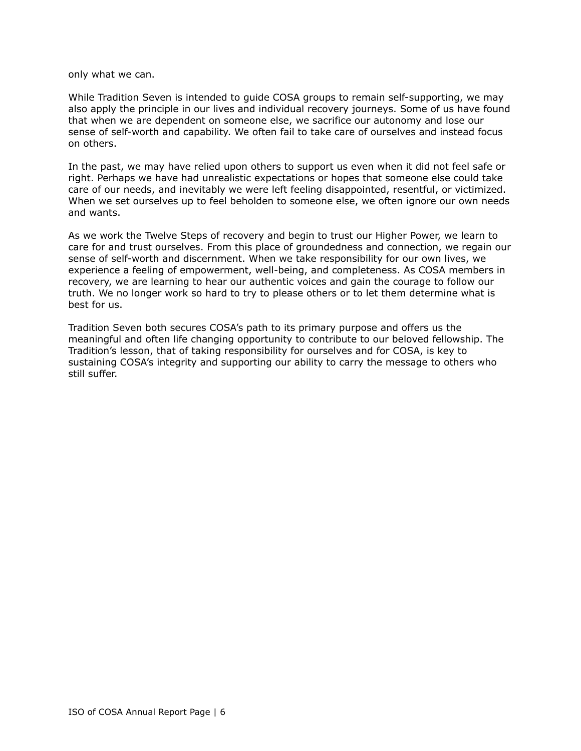only what we can.

While Tradition Seven is intended to guide COSA groups to remain self-supporting, we may also apply the principle in our lives and individual recovery journeys. Some of us have found that when we are dependent on someone else, we sacrifice our autonomy and lose our sense of self-worth and capability. We often fail to take care of ourselves and instead focus on others.

In the past, we may have relied upon others to support us even when it did not feel safe or right. Perhaps we have had unrealistic expectations or hopes that someone else could take care of our needs, and inevitably we were left feeling disappointed, resentful, or victimized. When we set ourselves up to feel beholden to someone else, we often ignore our own needs and wants.

As we work the Twelve Steps of recovery and begin to trust our Higher Power, we learn to care for and trust ourselves. From this place of groundedness and connection, we regain our sense of self-worth and discernment. When we take responsibility for our own lives, we experience a feeling of empowerment, well-being, and completeness. As COSA members in recovery, we are learning to hear our authentic voices and gain the courage to follow our truth. We no longer work so hard to try to please others or to let them determine what is best for us.

Tradition Seven both secures COSA's path to its primary purpose and offers us the meaningful and often life changing opportunity to contribute to our beloved fellowship. The Tradition's lesson, that of taking responsibility for ourselves and for COSA, is key to sustaining COSA's integrity and supporting our ability to carry the message to others who still suffer.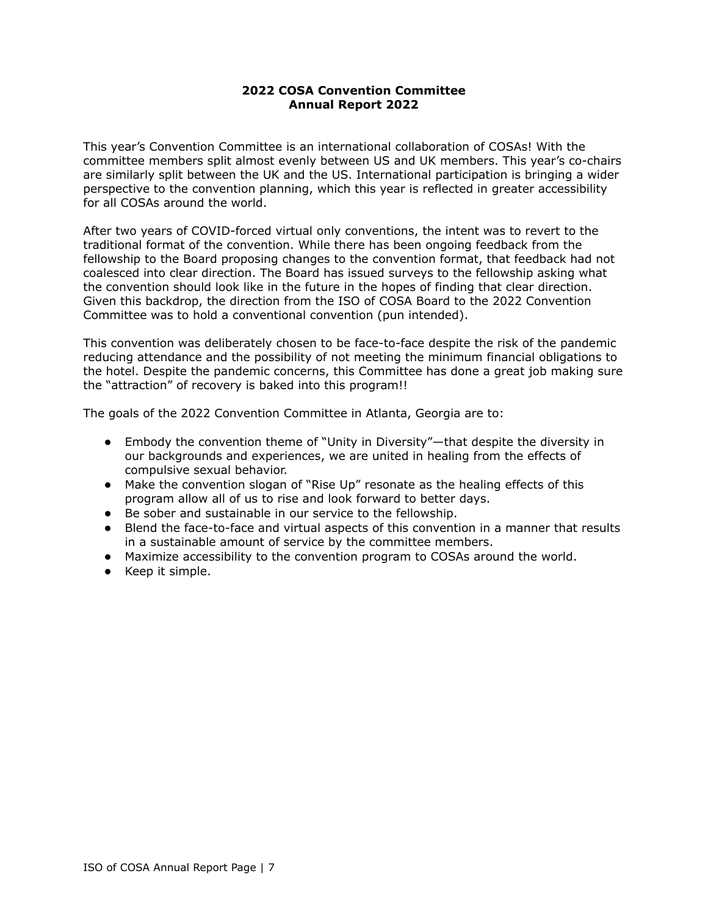**2022 COSA Convention Committee**
**Annual Report 2022**

This year's Convention Committee is an international collaboration of COSAs! With the committee members split almost evenly between US and UK members. This year's co-chairs are similarly split between the UK and the US. International participation is bringing a wider perspective to the convention planning, which this year is reflected in greater accessibility for all COSAs around the world.

After two years of COVID-forced virtual only conventions, the intent was to revert to the traditional format of the convention. While there has been ongoing feedback from the fellowship to the Board proposing changes to the convention format, that feedback had not coalesced into clear direction. The Board has issued surveys to the fellowship asking what the convention should look like in the future in the hopes of finding that clear direction. Given this backdrop, the direction from the ISO of COSA Board to the 2022 Convention Committee was to hold a conventional convention (pun intended).

This convention was deliberately chosen to be face-to-face despite the risk of the pandemic reducing attendance and the possibility of not meeting the minimum financial obligations to the hotel. Despite the pandemic concerns, this Committee has done a great job making sure the "attraction" of recovery is baked into this program!!

The goals of the 2022 Convention Committee in Atlanta, Georgia are to:

- Embody the convention theme of "Unity in Diversity"—that despite the diversity in our backgrounds and experiences, we are united in healing from the effects of compulsive sexual behavior.
- Make the convention slogan of "Rise Up" resonate as the healing effects of this program allow all of us to rise and look forward to better days.
- Be sober and sustainable in our service to the fellowship.
- Blend the face-to-face and virtual aspects of this convention in a manner that results in a sustainable amount of service by the committee members.
- Maximize accessibility to the convention program to COSAs around the world.
- Keep it simple.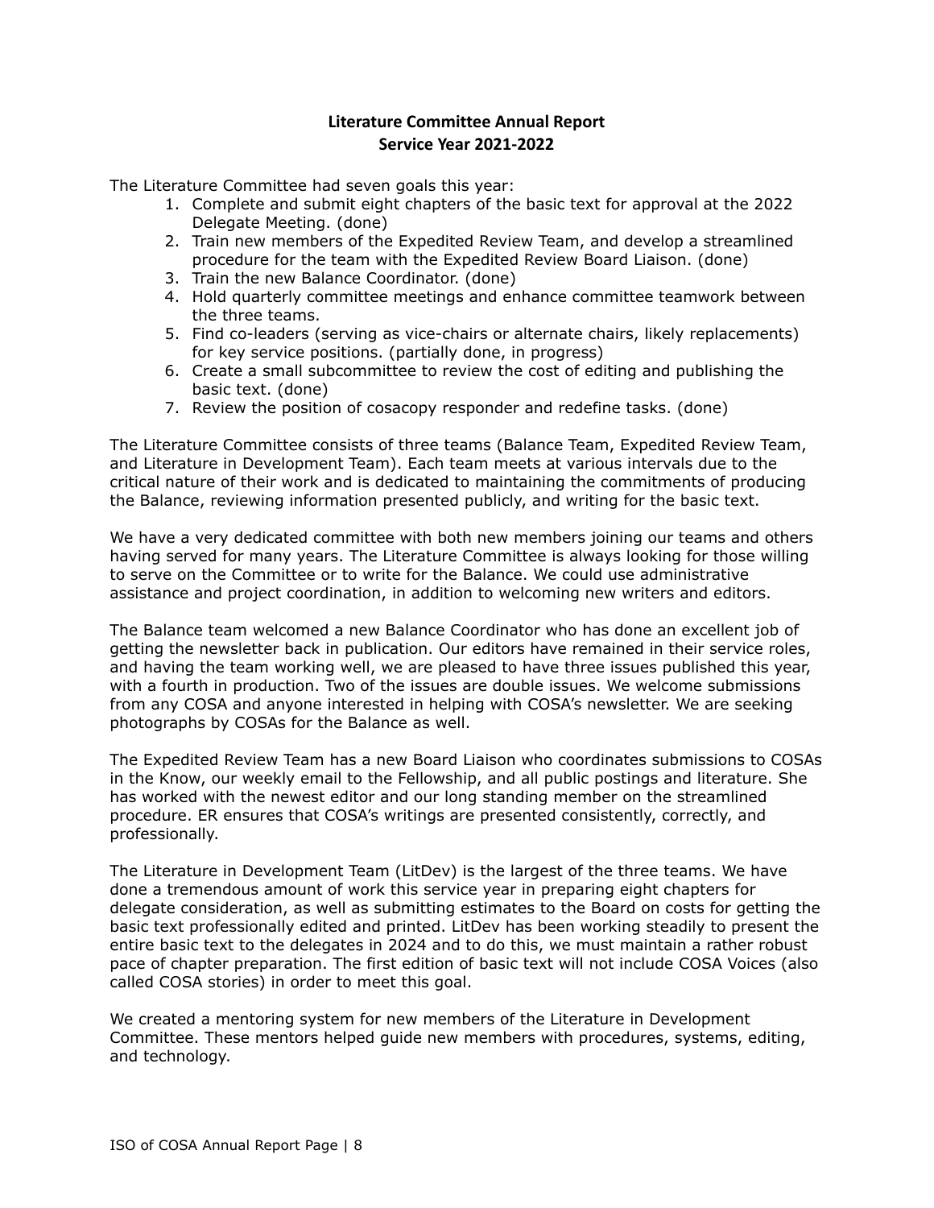## Literature Committee Annual Report
## Service Year 2021-2022

The Literature Committee had seven goals this year:

1. Complete and submit eight chapters of the basic text for approval at the 2022 Delegate Meeting. (done)
2. Train new members of the Expedited Review Team, and develop a streamlined procedure for the team with the Expedited Review Board Liaison. (done)
3. Train the new Balance Coordinator. (done)
4. Hold quarterly committee meetings and enhance committee teamwork between the three teams.
5. Find co-leaders (serving as vice-chairs or alternate chairs, likely replacements) for key service positions. (partially done, in progress)
6. Create a small subcommittee to review the cost of editing and publishing the basic text. (done)
7. Review the position of cosacopy responder and redefine tasks. (done)

The Literature Committee consists of three teams (Balance Team, Expedited Review Team, and Literature in Development Team). Each team meets at various intervals due to the critical nature of their work and is dedicated to maintaining the commitments of producing the Balance, reviewing information presented publicly, and writing for the basic text.

We have a very dedicated committee with both new members joining our teams and others having served for many years. The Literature Committee is always looking for those willing to serve on the Committee or to write for the Balance. We could use administrative assistance and project coordination, in addition to welcoming new writers and editors.

The Balance team welcomed a new Balance Coordinator who has done an excellent job of getting the newsletter back in publication. Our editors have remained in their service roles, and having the team working well, we are pleased to have three issues published this year, with a fourth in production. Two of the issues are double issues. We welcome submissions from any COSA and anyone interested in helping with COSA's newsletter. We are seeking photographs by COSAs for the Balance as well.

The Expedited Review Team has a new Board Liaison who coordinates submissions to COSAs in the Know, our weekly email to the Fellowship, and all public postings and literature. She has worked with the newest editor and our long standing member on the streamlined procedure. ER ensures that COSA's writings are presented consistently, correctly, and professionally.

The Literature in Development Team (LitDev) is the largest of the three teams. We have done a tremendous amount of work this service year in preparing eight chapters for delegate consideration, as well as submitting estimates to the Board on costs for getting the basic text professionally edited and printed. LitDev has been working steadily to present the entire basic text to the delegates in 2024 and to do this, we must maintain a rather robust pace of chapter preparation. The first edition of basic text will not include COSA Voices (also called COSA stories) in order to meet this goal.

We created a mentoring system for new members of the Literature in Development Committee. These mentors helped guide new members with procedures, systems, editing, and technology.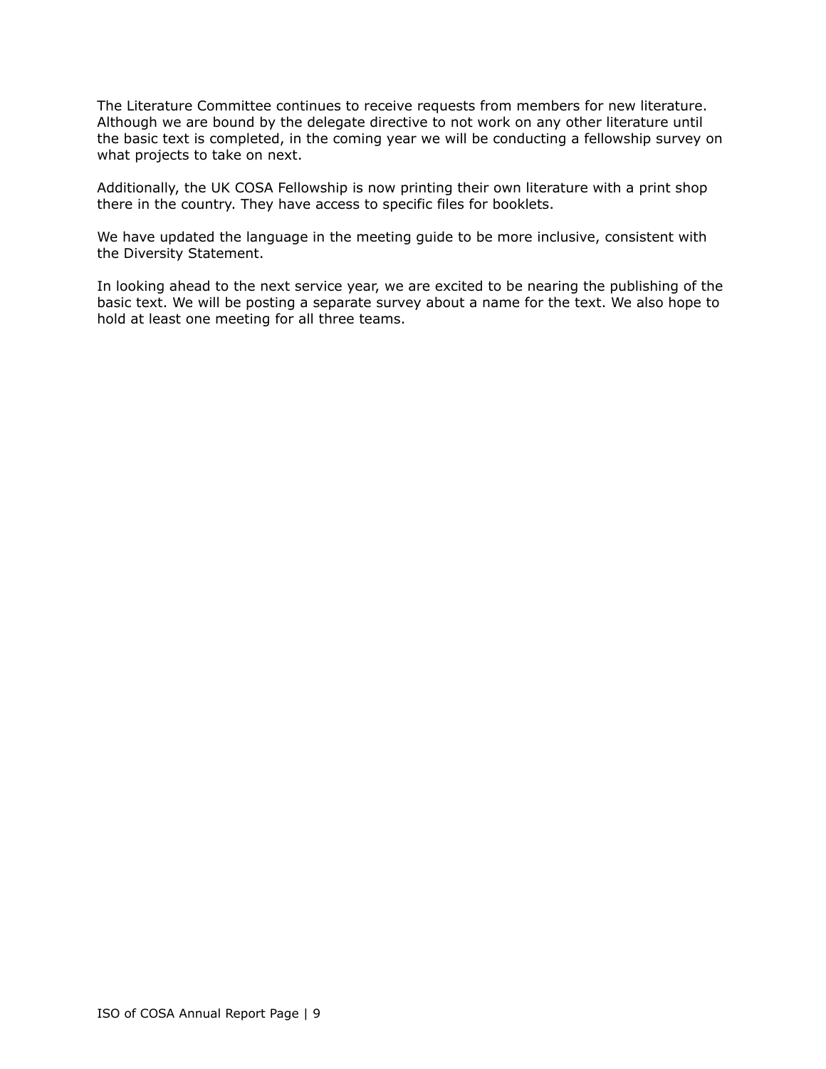The Literature Committee continues to receive requests from members for new literature. Although we are bound by the delegate directive to not work on any other literature until the basic text is completed, in the coming year we will be conducting a fellowship survey on what projects to take on next.

Additionally, the UK COSA Fellowship is now printing their own literature with a print shop there in the country. They have access to specific files for booklets.

We have updated the language in the meeting guide to be more inclusive, consistent with the Diversity Statement.

In looking ahead to the next service year, we are excited to be nearing the publishing of the basic text. We will be posting a separate survey about a name for the text. We also hope to hold at least one meeting for all three teams.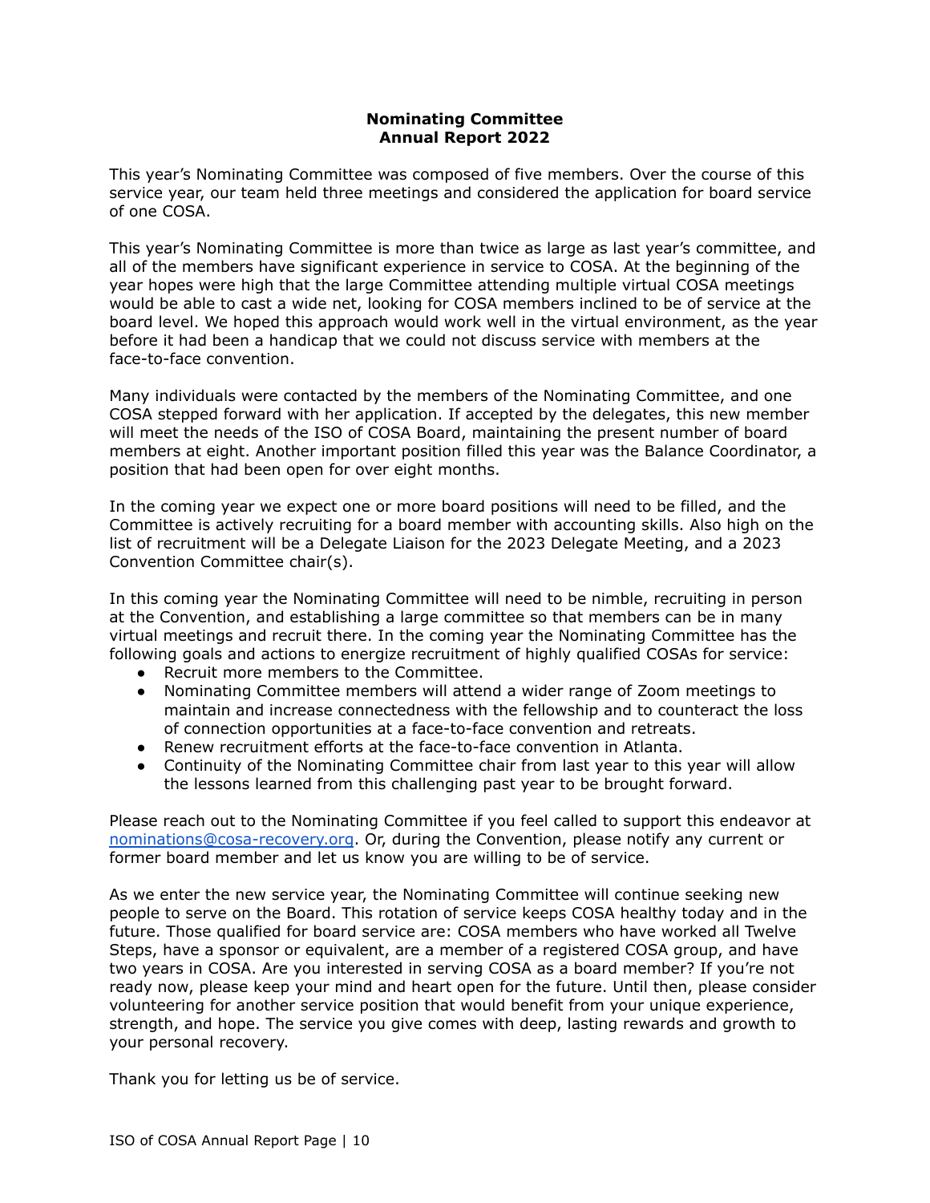# Nominating Committee
## Annual Report 2022

This year's Nominating Committee was composed of five members. Over the course of this service year, our team held three meetings and considered the application for board service of one COSA.

This year's Nominating Committee is more than twice as large as last year's committee, and all of the members have significant experience in service to COSA. At the beginning of the year hopes were high that the large Committee attending multiple virtual COSA meetings would be able to cast a wide net, looking for COSA members inclined to be of service at the board level. We hoped this approach would work well in the virtual environment, as the year before it had been a handicap that we could not discuss service with members at the face-to-face convention.

Many individuals were contacted by the members of the Nominating Committee, and one COSA stepped forward with her application. If accepted by the delegates, this new member will meet the needs of the ISO of COSA Board, maintaining the present number of board members at eight. Another important position filled this year was the Balance Coordinator, a position that had been open for over eight months.

In the coming year we expect one or more board positions will need to be filled, and the Committee is actively recruiting for a board member with accounting skills. Also high on the list of recruitment will be a Delegate Liaison for the 2023 Delegate Meeting, and a 2023 Convention Committee chair(s).

In this coming year the Nominating Committee will need to be nimble, recruiting in person at the Convention, and establishing a large committee so that members can be in many virtual meetings and recruit there. In the coming year the Nominating Committee has the following goals and actions to energize recruitment of highly qualified COSAs for service:

- Recruit more members to the Committee.
- Nominating Committee members will attend a wider range of Zoom meetings to maintain and increase connectedness with the fellowship and to counteract the loss of connection opportunities at a face-to-face convention and retreats.
- Renew recruitment efforts at the face-to-face convention in Atlanta.
- Continuity of the Nominating Committee chair from last year to this year will allow the lessons learned from this challenging past year to be brought forward.

Please reach out to the Nominating Committee if you feel called to support this endeavor at [nominations@cosa-recovery.org](mailto:nominations@cosa-recovery.org). Or, during the Convention, please notify any current or former board member and let us know you are willing to be of service.

As we enter the new service year, the Nominating Committee will continue seeking new people to serve on the Board. This rotation of service keeps COSA healthy today and in the future. Those qualified for board service are: COSA members who have worked all Twelve Steps, have a sponsor or equivalent, are a member of a registered COSA group, and have two years in COSA. Are you interested in serving COSA as a board member? If you're not ready now, please keep your mind and heart open for the future. Until then, please consider volunteering for another service position that would benefit from your unique experience, strength, and hope. The service you give comes with deep, lasting rewards and growth to your personal recovery.

Thank you for letting us be of service.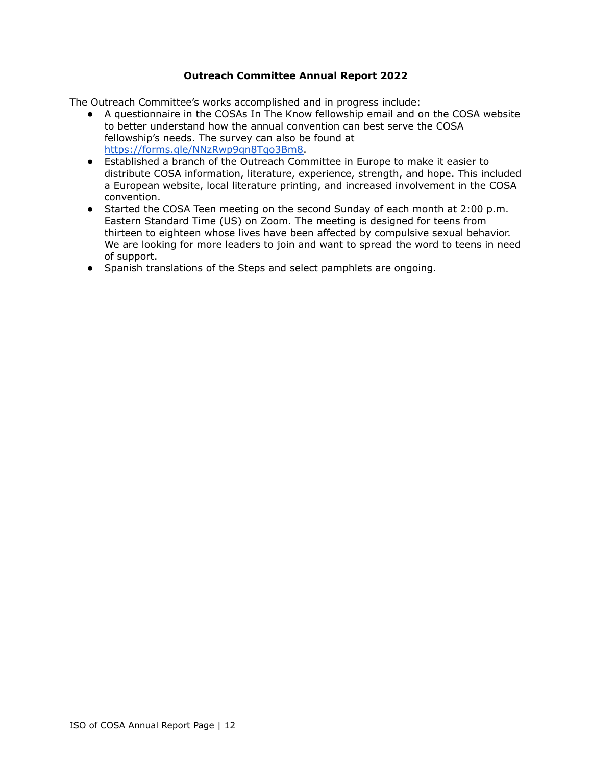**Outreach Committee Annual Report 2022**

The Outreach Committee's works accomplished and in progress include:

- A questionnaire in the COSAs In The Know fellowship email and on the COSA website to better understand how the annual convention can best serve the COSA fellowship's needs. The survey can also be found at [https://forms.gle/NNzRwp9gn8Tqo3Bm8](https://forms.gle/NNzRwp9gn8Tqo3Bm8).
- Established a branch of the Outreach Committee in Europe to make it easier to distribute COSA information, literature, experience, strength, and hope. This included a European website, local literature printing, and increased involvement in the COSA convention.
- Started the COSA Teen meeting on the second Sunday of each month at 2:00 p.m. Eastern Standard Time (US) on Zoom. The meeting is designed for teens from thirteen to eighteen whose lives have been affected by compulsive sexual behavior. We are looking for more leaders to join and want to spread the word to teens in need of support.
- Spanish translations of the Steps and select pamphlets are ongoing.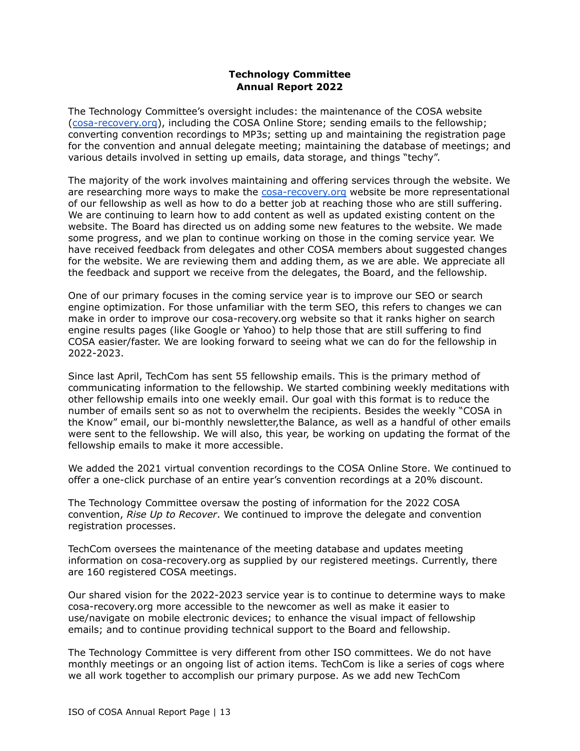**Technology Committee**
**Annual Report 2022**

The Technology Committee's oversight includes: the maintenance of the COSA website ([cosa-recovery.org](cosa-recovery.org)), including the COSA Online Store; sending emails to the fellowship; converting convention recordings to MP3s; setting up and maintaining the registration page for the convention and annual delegate meeting; maintaining the database of meetings; and various details involved in setting up emails, data storage, and things "techy".

The majority of the work involves maintaining and offering services through the website. We are researching more ways to make the [cosa-recovery.org](cosa-recovery.org) website be more representational of our fellowship as well as how to do a better job at reaching those who are still suffering. We are continuing to learn how to add content as well as updated existing content on the website. The Board has directed us on adding some new features to the website. We made some progress, and we plan to continue working on those in the coming service year. We have received feedback from delegates and other COSA members about suggested changes for the website. We are reviewing them and adding them, as we are able. We appreciate all the feedback and support we receive from the delegates, the Board, and the fellowship.

One of our primary focuses in the coming service year is to improve our SEO or search engine optimization. For those unfamiliar with the term SEO, this refers to changes we can make in order to improve our cosa-recovery.org website so that it ranks higher on search engine results pages (like Google or Yahoo) to help those that are still suffering to find COSA easier/faster. We are looking forward to seeing what we can do for the fellowship in 2022-2023.

Since last April, TechCom has sent 55 fellowship emails. This is the primary method of communicating information to the fellowship. We started combining weekly meditations with other fellowship emails into one weekly email. Our goal with this format is to reduce the number of emails sent so as not to overwhelm the recipients. Besides the weekly "COSA in the Know" email, our bi-monthly newsletter,the Balance, as well as a handful of other emails were sent to the fellowship. We will also, this year, be working on updating the format of the fellowship emails to make it more accessible.

We added the 2021 virtual convention recordings to the COSA Online Store. We continued to offer a one-click purchase of an entire year's convention recordings at a 20% discount.

The Technology Committee oversaw the posting of information for the 2022 COSA convention, *Rise Up to Recover*. We continued to improve the delegate and convention registration processes.

TechCom oversees the maintenance of the meeting database and updates meeting information on cosa-recovery.org as supplied by our registered meetings. Currently, there are 160 registered COSA meetings.

Our shared vision for the 2022-2023 service year is to continue to determine ways to make cosa-recovery.org more accessible to the newcomer as well as make it easier to use/navigate on mobile electronic devices; to enhance the visual impact of fellowship emails; and to continue providing technical support to the Board and fellowship.

The Technology Committee is very different from other ISO committees. We do not have monthly meetings or an ongoing list of action items. TechCom is like a series of cogs where we all work together to accomplish our primary purpose. As we add new TechCom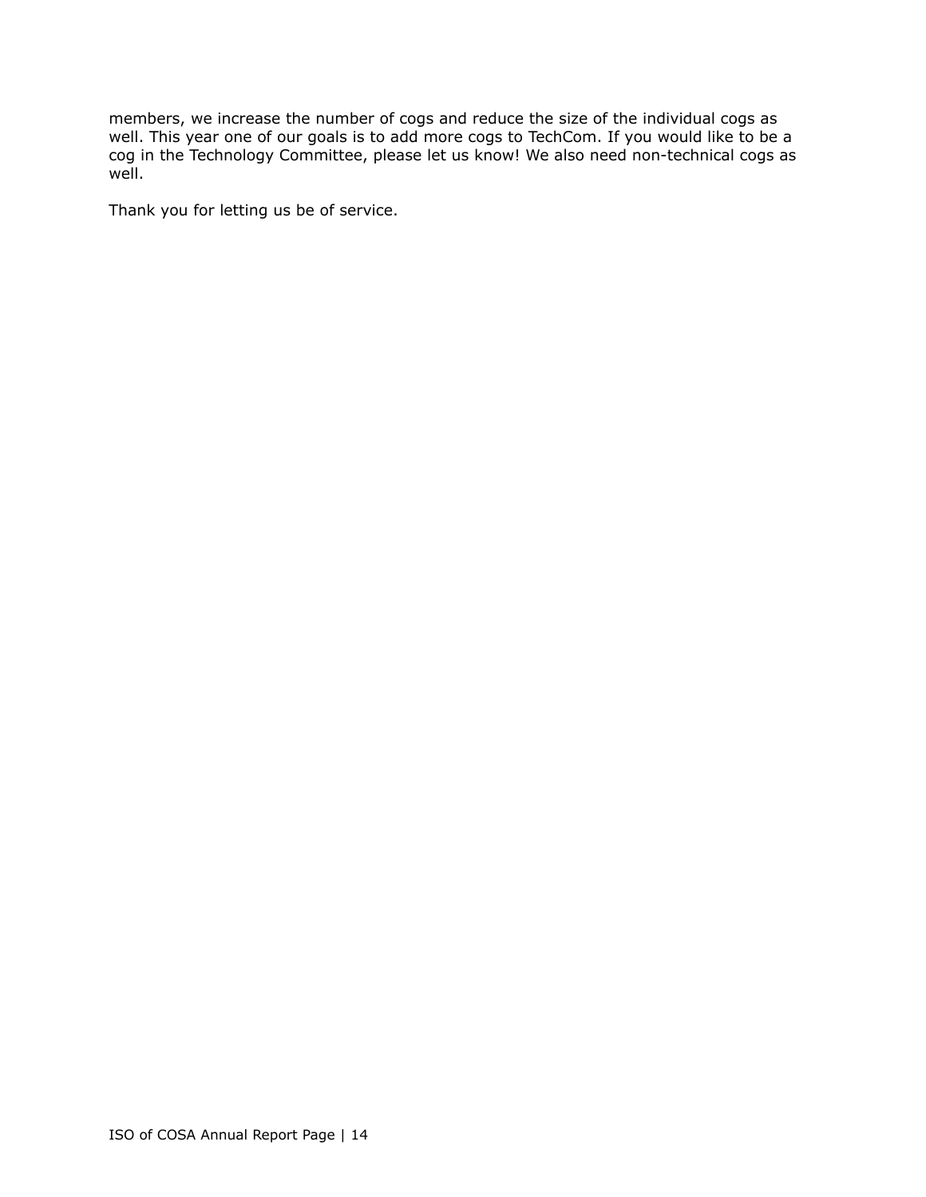members, we increase the number of cogs and reduce the size of the individual cogs as well. This year one of our goals is to add more cogs to TechCom. If you would like to be a cog in the Technology Committee, please let us know! We also need non-technical cogs as well.

Thank you for letting us be of service.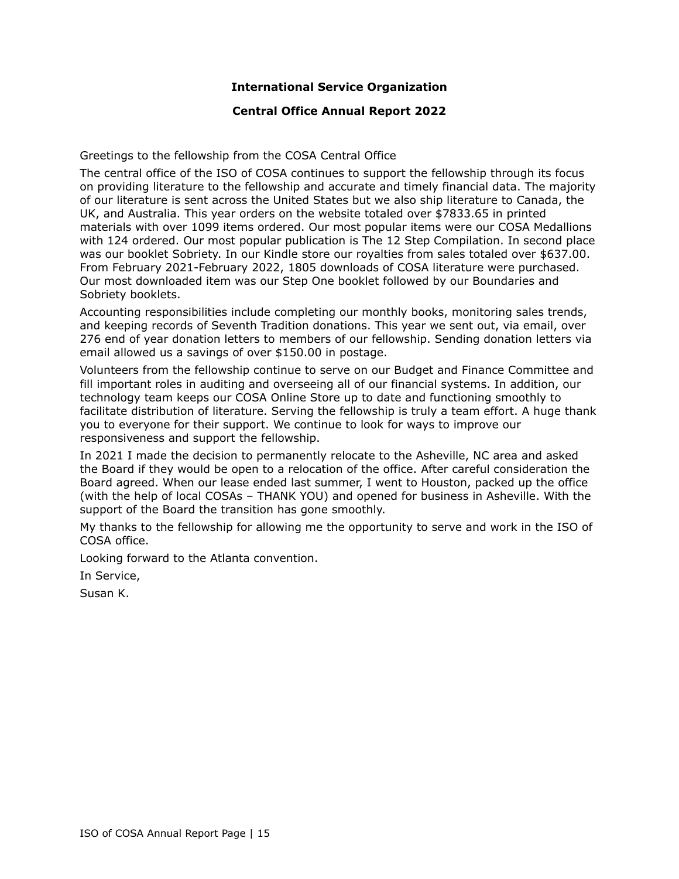**International Service Organization**

**Central Office Annual Report 2022**

Greetings to the fellowship from the COSA Central Office

The central office of the ISO of COSA continues to support the fellowship through its focus on providing literature to the fellowship and accurate and timely financial data. The majority of our literature is sent across the United States but we also ship literature to Canada, the UK, and Australia. This year orders on the website totaled over $7833.65 in printed materials with over 1099 items ordered. Our most popular items were our COSA Medallions with 124 ordered. Our most popular publication is The 12 Step Compilation. In second place was our booklet Sobriety. In our Kindle store our royalties from sales totaled over $637.00. From February 2021-February 2022, 1805 downloads of COSA literature were purchased. Our most downloaded item was our Step One booklet followed by our Boundaries and Sobriety booklets.

Accounting responsibilities include completing our monthly books, monitoring sales trends, and keeping records of Seventh Tradition donations. This year we sent out, via email, over 276 end of year donation letters to members of our fellowship. Sending donation letters via email allowed us a savings of over $150.00 in postage.

Volunteers from the fellowship continue to serve on our Budget and Finance Committee and fill important roles in auditing and overseeing all of our financial systems. In addition, our technology team keeps our COSA Online Store up to date and functioning smoothly to facilitate distribution of literature. Serving the fellowship is truly a team effort. A huge thank you to everyone for their support. We continue to look for ways to improve our responsiveness and support the fellowship.

In 2021 I made the decision to permanently relocate to the Asheville, NC area and asked the Board if they would be open to a relocation of the office. After careful consideration the Board agreed. When our lease ended last summer, I went to Houston, packed up the office (with the help of local COSAs – THANK YOU) and opened for business in Asheville. With the support of the Board the transition has gone smoothly.

My thanks to the fellowship for allowing me the opportunity to serve and work in the ISO of COSA office.

Looking forward to the Atlanta convention.

In Service,

Susan K.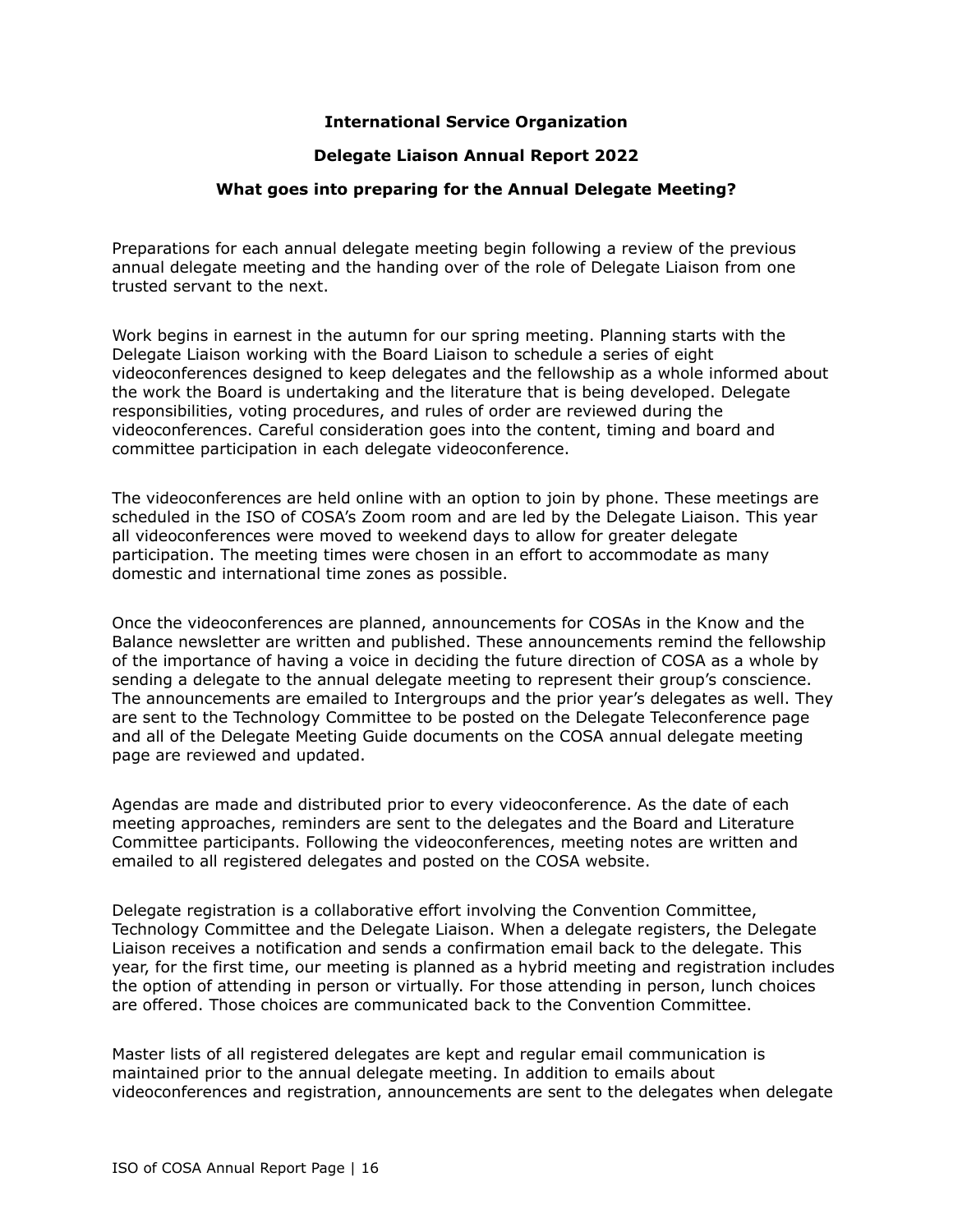**International Service Organization**

**Delegate Liaison Annual Report 2022**

**What goes into preparing for the Annual Delegate Meeting?**

Preparations for each annual delegate meeting begin following a review of the previous annual delegate meeting and the handing over of the role of Delegate Liaison from one trusted servant to the next.

Work begins in earnest in the autumn for our spring meeting. Planning starts with the Delegate Liaison working with the Board Liaison to schedule a series of eight videoconferences designed to keep delegates and the fellowship as a whole informed about the work the Board is undertaking and the literature that is being developed. Delegate responsibilities, voting procedures, and rules of order are reviewed during the videoconferences. Careful consideration goes into the content, timing and board and committee participation in each delegate videoconference.

The videoconferences are held online with an option to join by phone. These meetings are scheduled in the ISO of COSA's Zoom room and are led by the Delegate Liaison. This year all videoconferences were moved to weekend days to allow for greater delegate participation. The meeting times were chosen in an effort to accommodate as many domestic and international time zones as possible.

Once the videoconferences are planned, announcements for COSAs in the Know and the Balance newsletter are written and published. These announcements remind the fellowship of the importance of having a voice in deciding the future direction of COSA as a whole by sending a delegate to the annual delegate meeting to represent their group's conscience. The announcements are emailed to Intergroups and the prior year's delegates as well. They are sent to the Technology Committee to be posted on the Delegate Teleconference page and all of the Delegate Meeting Guide documents on the COSA annual delegate meeting page are reviewed and updated.

Agendas are made and distributed prior to every videoconference. As the date of each meeting approaches, reminders are sent to the delegates and the Board and Literature Committee participants. Following the videoconferences, meeting notes are written and emailed to all registered delegates and posted on the COSA website.

Delegate registration is a collaborative effort involving the Convention Committee, Technology Committee and the Delegate Liaison. When a delegate registers, the Delegate Liaison receives a notification and sends a confirmation email back to the delegate. This year, for the first time, our meeting is planned as a hybrid meeting and registration includes the option of attending in person or virtually. For those attending in person, lunch choices are offered. Those choices are communicated back to the Convention Committee.

Master lists of all registered delegates are kept and regular email communication is maintained prior to the annual delegate meeting. In addition to emails about videoconferences and registration, announcements are sent to the delegates when delegate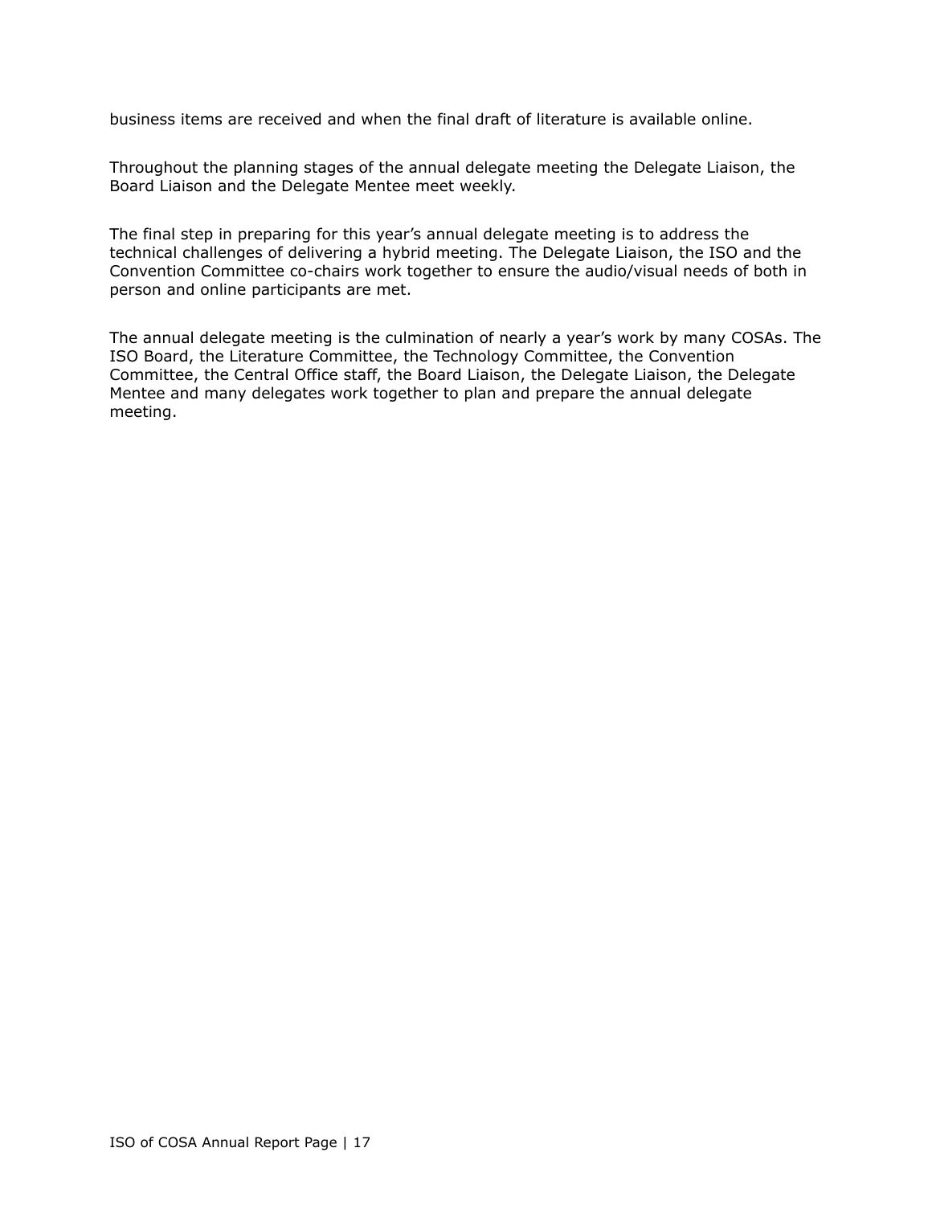business items are received and when the final draft of literature is available online.

Throughout the planning stages of the annual delegate meeting the Delegate Liaison, the Board Liaison and the Delegate Mentee meet weekly.

The final step in preparing for this year's annual delegate meeting is to address the technical challenges of delivering a hybrid meeting. The Delegate Liaison, the ISO and the Convention Committee co-chairs work together to ensure the audio/visual needs of both in person and online participants are met.

The annual delegate meeting is the culmination of nearly a year's work by many COSAs. The ISO Board, the Literature Committee, the Technology Committee, the Convention Committee, the Central Office staff, the Board Liaison, the Delegate Liaison, the Delegate Mentee and many delegates work together to plan and prepare the annual delegate meeting.